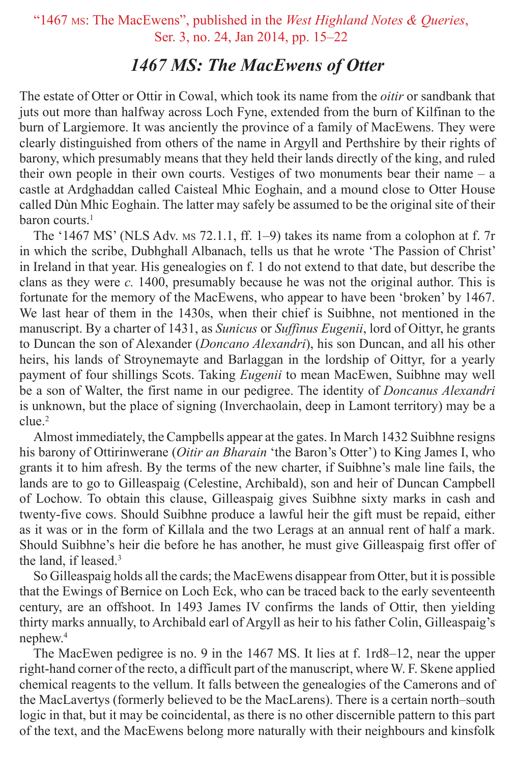"1467 MS: The MacEwens", published in the *West Highland Notes & Queries*, Ser. 3, no. 24, Jan 2014, pp. 15–22

# *1467 MS: The MacEwens of Otter*

The estate of Otter or Ottir in Cowal, which took its name from the *oitir* or sandbank that juts out more than halfway across Loch Fyne, extended from the burn of Kilfinan to the burn of Largiemore. It was anciently the province of a family of MacEwens. They were clearly distinguished from others of the name in Argyll and Perthshire by their rights of barony, which presumably means that they held their lands directly of the king, and ruled their own people in their own courts. Vestiges of two monuments bear their name – a castle at Ardghaddan called Caisteal Mhic Eoghain, and a mound close to Otter House called Dùn Mhic Eoghain. The latter may safely be assumed to be the original site of their baron courts.[1]

The '1467 MS' (NLS Adv. MS 72.1.1, ff. 1–9) takes its name from a colophon at f. 7r in which the scribe, Dubhghall Albanach, tells us that he wrote 'The Passion of Christ' in Ireland in that year. His genealogies on f. 1 do not extend to that date, but describe the clans as they were *c.* 1400, presumably because he was not the original author. This is fortunate for the memory of the MacEwens, who appear to have been 'broken' by 1467. We last hear of them in the 1430s, when their chief is Suibhne, not mentioned in the manuscript. By a charter of 1431, as *Sunicus* or *Suffinus Eugenii*, lord of Oittyr, he grants to Duncan the son of Alexander (*Doncano Alexandri*), his son Duncan, and all his other heirs, his lands of Stroynemayte and Barlaggan in the lordship of Oittyr, for a yearly payment of four shillings Scots. Taking *Eugenii* to mean MacEwen, Suibhne may well be a son of Walter, the first name in our pedigree. The identity of *Doncanus Alexandri* is unknown, but the place of signing (Inverchaolain, deep in Lamont territory) may be a clue.[2]

Almost immediately, the Campbells appear at the gates. In March 1432 Suibhne resigns his barony of Ottirinwerane (*Oitir an Bharain* 'the Baron's Otter') to King James I, who grants it to him afresh. By the terms of the new charter, if Suibhne's male line fails, the lands are to go to Gilleaspaig (Celestine, Archibald), son and heir of Duncan Campbell of Lochow. To obtain this clause, Gilleaspaig gives Suibhne sixty marks in cash and twenty-five cows. Should Suibhne produce a lawful heir the gift must be repaid, either as it was or in the form of Killala and the two Lerags at an annual rent of half a mark. Should Suibhne's heir die before he has another, he must give Gilleaspaig first offer of the land, if leased.[3]

So Gilleaspaig holds all the cards; the MacEwens disappear from Otter, but it is possible that the Ewings of Bernice on Loch Eck, who can be traced back to the early seventeenth century, are an offshoot. In 1493 James IV confirms the lands of Ottir, then yielding thirty marks annually, to Archibald earl of Argyll as heir to his father Colin, Gilleaspaig's nephew.[4]

The MacEwen pedigree is no. 9 in the 1467 MS. It lies at f. 1rd8–12, near the upper right-hand corner of the recto, a difficult part of the manuscript, where W. F. Skene applied chemical reagents to the vellum. It falls between the genealogies of the Camerons and of the MacLavertys (formerly believed to be the MacLarens). There is a certain north–south logic in that, but it may be coincidental, as there is no other discernible pattern to this part of the text, and the MacEwens belong more naturally with their neighbours and kinsfolk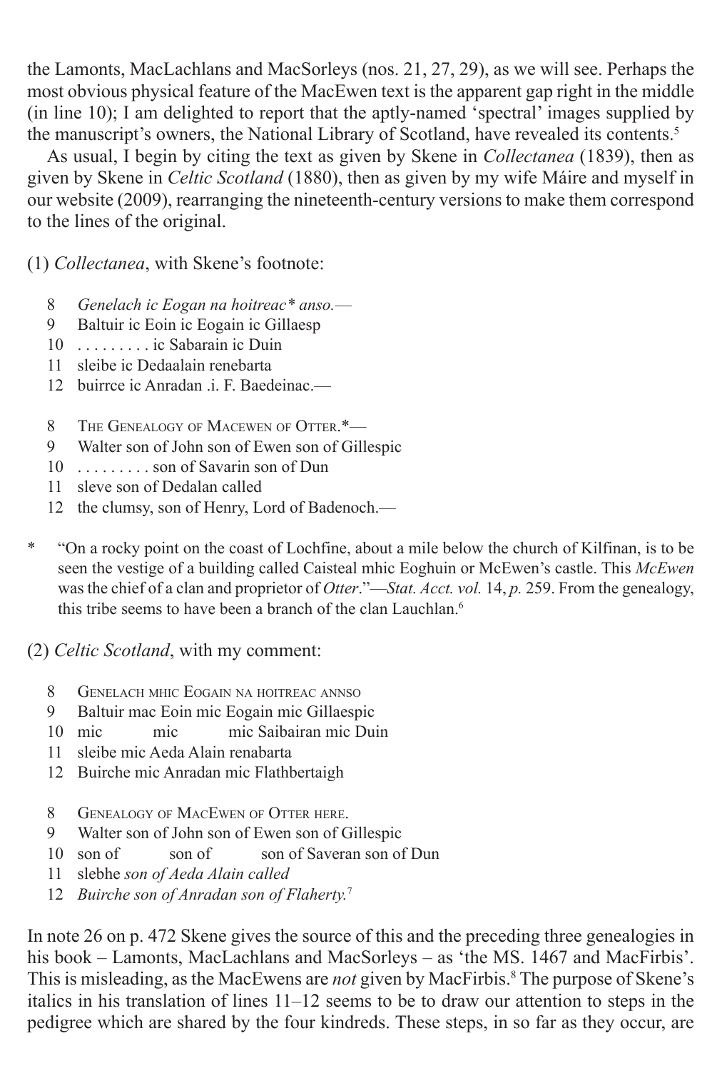the Lamonts, MacLachlans and MacSorleys (nos. 21, 27, 29), as we will see. Perhaps the most obvious physical feature of the MacEwen text is the apparent gap right in the middle (in line 10); I am delighted to report that the aptly-named 'spectral' images supplied by the manuscript's owners, the National Library of Scotland, have revealed its contents.[5]

As usual, I begin by citing the text as given by Skene in *Collectanea* (1839), then as given by Skene in *Celtic Scotland* (1880), then as given by my wife Máire and myself in our website (2009), rearranging the nineteenth-century versions to make them correspond to the lines of the original.

(1) *Collectanea*, with Skene's footnote:

8 *Genelach ic Eogan na hoitreac\* anso.*—
9 Baltuir ic Eoin ic Eogain ic Gillaesp
10 . . . . . . . . . ic Sabarain ic Duin
11 sleibe ic Dedaalain renebarta
12 buirrce ic Anradan .i. F. Baedeinac.—

8 The Genealogy of Macewen of Otter.*—
9 Walter son of John son of Ewen son of Gillespic
10 . . . . . . . . . son of Savarin son of Dun
11 sleve son of Dedalan called
12 the clumsy, son of Henry, Lord of Badenoch.—

\* "On a rocky point on the coast of Lochfine, about a mile below the church of Kilfinan, is to be seen the vestige of a building called Caisteal mhic Eoghuin or McEwen's castle. This *McEwen* was the chief of a clan and proprietor of *Otter*."—*Stat. Acct. vol.* 14, *p.* 259. From the genealogy, this tribe seems to have been a branch of the clan Lauchlan.[6]

(2) *Celtic Scotland*, with my comment:

8 Genelach mhic Eogain na hoitreac annso
9 Baltuir mac Eoin mic Eogain mic Gillaespic
10 mic mic mic Saibairan mic Duin
11 sleibe mic Aeda Alain renabarta
12 Buirche mic Anradan mic Flathbertaigh

8 Genealogy of MacEwen of Otter here.
9 Walter son of John son of Ewen son of Gillespic
10 son of son of son of Saveran son of Dun
11 slebhe *son of Aeda Alain called*
12 *Buirche son of Anradan son of Flaherty.*[7]

In note 26 on p. 472 Skene gives the source of this and the preceding three genealogies in his book – Lamonts, MacLachlans and MacSorleys – as 'the MS. 1467 and MacFirbis'. This is misleading, as the MacEwens are *not* given by MacFirbis.[8] The purpose of Skene's italics in his translation of lines 11–12 seems to be to draw our attention to steps in the pedigree which are shared by the four kindreds. These steps, in so far as they occur, are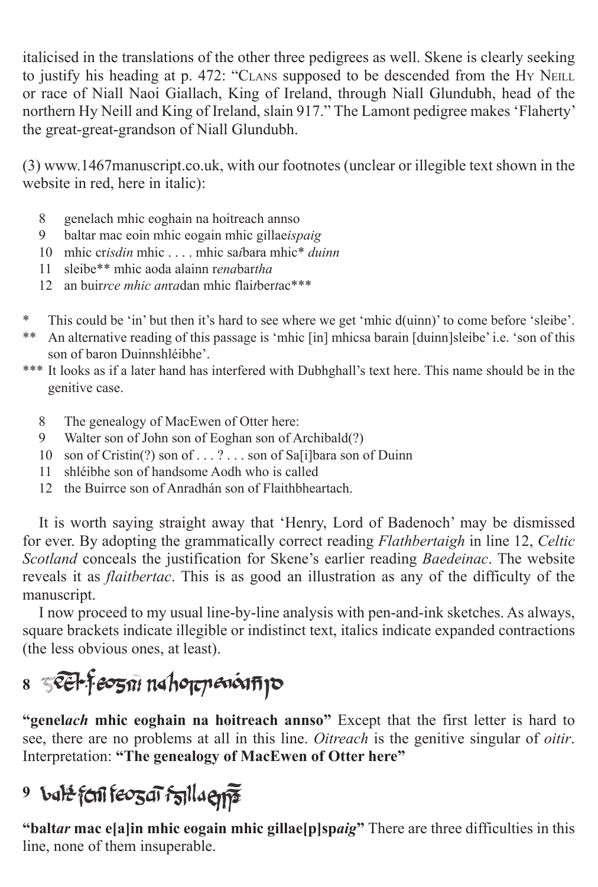italicised in the translations of the other three pedigrees as well. Skene is clearly seeking to justify his heading at p. 472: "CLANS supposed to be descended from the HY NEILL or race of Niall Naoi Giallach, King of Ireland, through Niall Glundubh, head of the northern Hy Neill and King of Ireland, slain 917." The Lamont pedigree makes 'Flaherty' the great-great-grandson of Niall Glundubh.

(3) www.1467manuscript.co.uk, with our footnotes (unclear or illegible text shown in the website in red, here in italic):

8 genelach mhic eoghain na hoitreach annso
9 baltar mac eoin mhic eogain mhic gillae*ispaig*
10 mhic cr*isdin* mhic . . . . mhic sa*i*bara mhic* *duinn*
11 sleibe** mhic aoda alainn r*ena*bar*tha*
12 an buir*rce mhic an*r*a*dan mhic flai*t*ber*t*ac***

\* This could be 'in' but then it's hard to see where we get 'mhic d(uinn)' to come before 'sleibe'.
\*\* An alternative reading of this passage is 'mhic [in] mhicsa barain [duinn]sleibe' i.e. 'son of this son of baron Duinnshléibhe'.
\*\*\* It looks as if a later hand has interfered with Dubhghall's text here. This name should be in the genitive case.

8 The genealogy of MacEwen of Otter here:
9 Walter son of John son of Eoghan son of Archibald(?)
10 son of Cristin(?) son of . . . ? . . . son of Sa[i]bara son of Duinn
11 shléibhe son of handsome Aodh who is called
12 the Buirrce son of Anradhán son of Flaithbheartach.

It is worth saying straight away that 'Henry, Lord of Badenoch' may be dismissed for ever. By adopting the grammatically correct reading *Flathbertaigh* in line 12, *Celtic Scotland* conceals the justification for Skene's earlier reading *Baedeinac*. The website reveals it as *flaitbertac*. This is as good an illustration as any of the difficulty of the manuscript.

I now proceed to my usual line-by-line analysis with pen-and-ink sketches. As always, square brackets indicate illegible or indistinct text, italics indicate expanded contractions (the less obvious ones, at least).

**8**

**"genel*ach* mhic eoghain na hoitreach annso"** Except that the first letter is hard to see, there are no problems at all in this line. *Oitreach* is the genitive singular of *oitir*. Interpretation: **"The genealogy of MacEwen of Otter here"**

**9**

**"balt*ar* mac e[a]in mhic eogain mhic gillae[p]sp*aig*"** There are three difficulties in this line, none of them insuperable.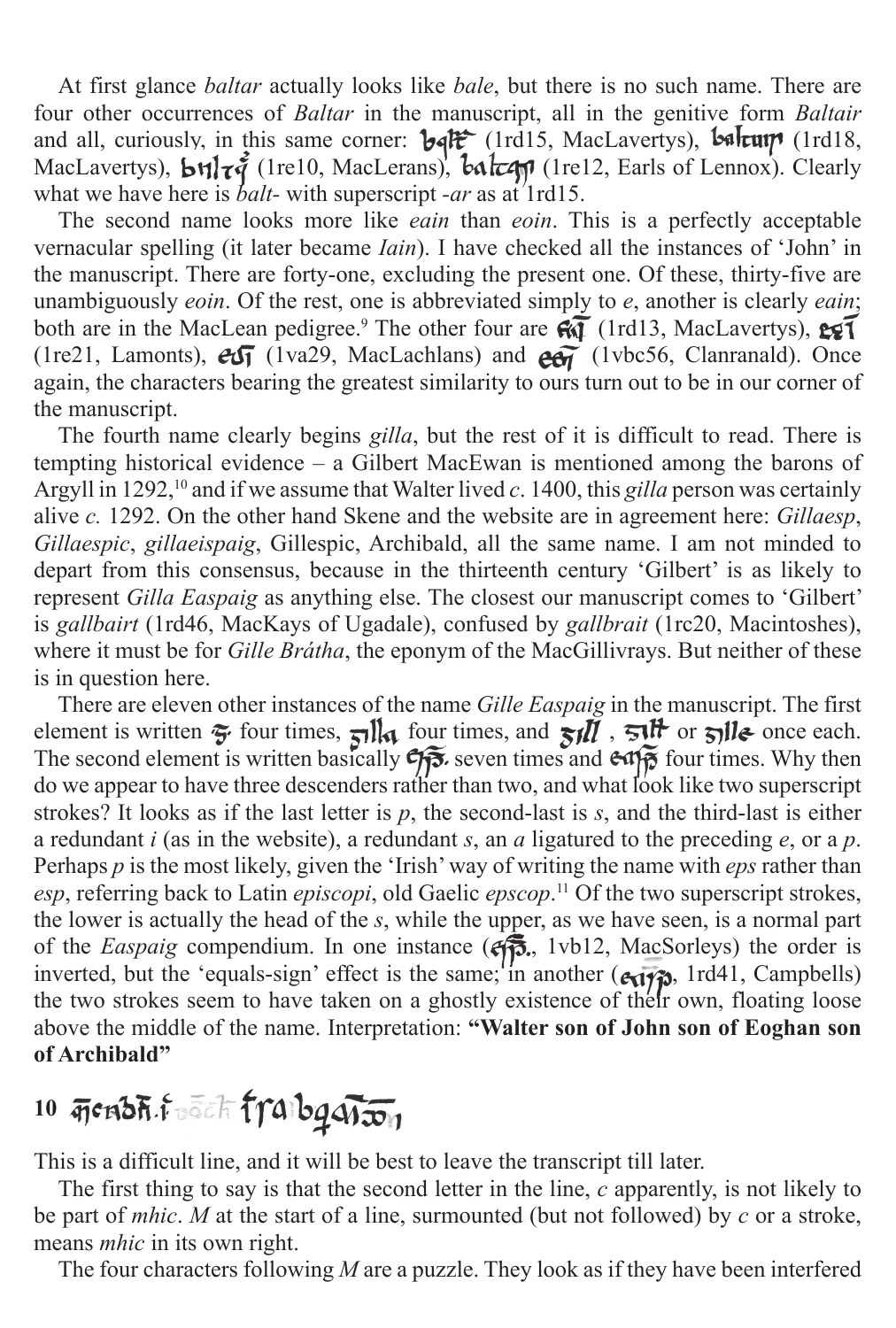At first glance *baltar* actually looks like *bale*, but there is no such name. There are four other occurrences of *Baltar* in the manuscript, all in the genitive form *Baltair* and all, curiously, in this same corner: (1rd15, MacLavertys), (1rd18, MacLavertys), (1re10, MacLerans), (1re12, Earls of Lennox). Clearly what we have here is *balt-* with superscript *-ar* as at 1rd15.

The second name looks more like *eain* than *eoin*. This is a perfectly acceptable vernacular spelling (it later became *Iain*). I have checked all the instances of 'John' in the manuscript. There are forty-one, excluding the present one. Of these, thirty-five are unambiguously *eoin*. Of the rest, one is abbreviated simply to *e*, another is clearly *eain*; both are in the MacLean pedigree.[9] The other four are (1rd13, MacLavertys), (1re21, Lamonts), (1va29, MacLachlans) and (1vbc56, Clanranald). Once again, the characters bearing the greatest similarity to ours turn out to be in our corner of the manuscript.

The fourth name clearly begins *gilla*, but the rest of it is difficult to read. There is tempting historical evidence – a Gilbert MacEwan is mentioned among the barons of Argyll in 1292,[10] and if we assume that Walter lived *c.* 1400, this *gilla* person was certainly alive *c.* 1292. On the other hand Skene and the website are in agreement here: *Gillaesp*, *Gillaespic*, *gillaeispaig*, Gillespic, Archibald, all the same name. I am not minded to depart from this consensus, because in the thirteenth century 'Gilbert' is as likely to represent *Gilla Easpaig* as anything else. The closest our manuscript comes to 'Gilbert' is *gallbairt* (1rd46, MacKays of Ugadale), confused by *gallbrait* (1rc20, Macintoshes), where it must be for *Gille Brátha*, the eponym of the MacGillivrays. But neither of these is in question here.

There are eleven other instances of the name *Gille Easpaig* in the manuscript. The first element is written four times, four times, and , or once each. The second element is written basically seven times and four times. Why then do we appear to have three descenders rather than two, and what look like two superscript strokes? It looks as if the last letter is *p*, the second-last is *s*, and the third-last is either a redundant *i* (as in the website), a redundant *s*, an *a* ligatured to the preceding *e*, or a *p*. Perhaps *p* is the most likely, given the 'Irish' way of writing the name with *eps* rather than *esp*, referring back to Latin *episcopi*, old Gaelic *epscop*.[11] Of the two superscript strokes, the lower is actually the head of the *s*, while the upper, as we have seen, is a normal part of the *Easpaig* compendium. In one instance (, 1vb12, MacSorleys) the order is inverted, but the 'equals-sign' effect is the same; in another (, 1rd41, Campbells) the two strokes seem to have taken on a ghostly existence of their own, floating loose above the middle of the name. Interpretation: **"Walter son of John son of Eoghan son of Archibald"**

**10**

This is a difficult line, and it will be best to leave the transcript till later.

The first thing to say is that the second letter in the line, *c* apparently, is not likely to be part of *mhic*. *M* at the start of a line, surmounted (but not followed) by *c* or a stroke, means *mhic* in its own right.

The four characters following *M* are a puzzle. They look as if they have been interfered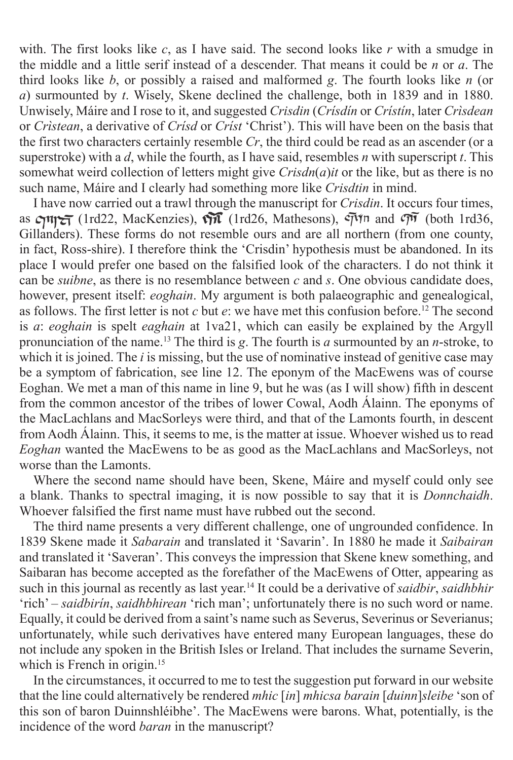with. The first looks like *c*, as I have said. The second looks like *r* with a smudge in the middle and a little serif instead of a descender. That means it could be *n* or *a*. The third looks like *b*, or possibly a raised and malformed *g*. The fourth looks like *n* (or *a*) surmounted by *t*. Wisely, Skene declined the challenge, both in 1839 and in 1880. Unwisely, Máire and I rose to it, and suggested *Crisdin* (*Crísdín* or *Crístín*, later *Crìsdean* or *Crìstean*, a derivative of *Crísd* or *Críst* 'Christ'). This will have been on the basis that the first two characters certainly resemble *Cr*, the third could be read as an ascender (or a superstroke) with a *d*, while the fourth, as I have said, resembles *n* with superscript *t*. This somewhat weird collection of letters might give *Crisdn*(*a*)*it* or the like, but as there is no such name, Máire and I clearly had something more like *Crisdtin* in mind.

I have now carried out a trawl through the manuscript for *Crisdin*. It occurs four times, as (1rd22, MacKenzies), (1rd26, Mathesons), and (both 1rd36, Gillanders). These forms do not resemble ours and are all northern (from one county, in fact, Ross-shire). I therefore think the 'Crisdin' hypothesis must be abandoned. In its place I would prefer one based on the falsified look of the characters. I do not think it can be *suibne*, as there is no resemblance between *c* and *s*. One obvious candidate does, however, present itself: *eoghain*. My argument is both palaeographic and genealogical, as follows. The first letter is not *c* but *e*: we have met this confusion before.[12] The second is *a*: *eoghain* is spelt *eaghain* at 1va21, which can easily be explained by the Argyll pronunciation of the name.[13] The third is *g*. The fourth is *a* surmounted by an *n*-stroke, to which it is joined. The *i* is missing, but the use of nominative instead of genitive case may be a symptom of fabrication, see line 12. The eponym of the MacEwens was of course Eoghan. We met a man of this name in line 9, but he was (as I will show) fifth in descent from the common ancestor of the tribes of lower Cowal, Aodh Álainn. The eponyms of the MacLachlans and MacSorleys were third, and that of the Lamonts fourth, in descent from Aodh Álainn. This, it seems to me, is the matter at issue. Whoever wished us to read *Eoghan* wanted the MacEwens to be as good as the MacLachlans and MacSorleys, not worse than the Lamonts.

Where the second name should have been, Skene, Máire and myself could only see a blank. Thanks to spectral imaging, it is now possible to say that it is *Donnchaidh*. Whoever falsified the first name must have rubbed out the second.

The third name presents a very different challenge, one of ungrounded confidence. In 1839 Skene made it *Sabarain* and translated it 'Savarin'. In 1880 he made it *Saibairan* and translated it 'Saveran'. This conveys the impression that Skene knew something, and Saibaran has become accepted as the forefather of the MacEwens of Otter, appearing as such in this journal as recently as last year.[14] It could be a derivative of *saidbir*, *saidhbhir* 'rich' – *saidbirín*, *saidhbhirean* 'rich man'; unfortunately there is no such word or name. Equally, it could be derived from a saint's name such as Severus, Severinus or Severianus; unfortunately, while such derivatives have entered many European languages, these do not include any spoken in the British Isles or Ireland. That includes the surname Severin, which is French in origin.[15]

In the circumstances, it occurred to me to test the suggestion put forward in our website that the line could alternatively be rendered *mhic* [*in*] *mhicsa barain* [*duinn*]*sleibe* 'son of this son of baron Duinnshléibhe'. The MacEwens were barons. What, potentially, is the incidence of the word *baran* in the manuscript?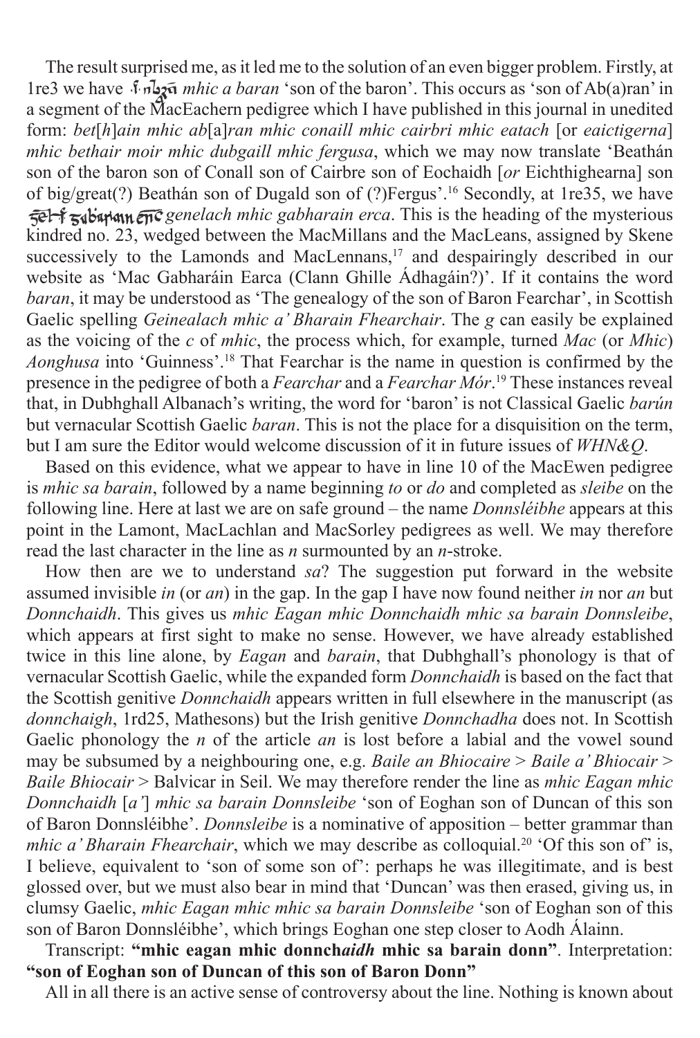The result surprised me, as it led me to the solution of an even bigger problem. Firstly, at 1re3 we have ·̄ mhic a baran *mhic a baran* 'son of the baron'. This occurs as 'son of Ab(a)ran' in a segment of the MacEachern pedigree which I have published in this journal in unedited form: *bet*[*h*]*ain mhic ab*[a]*ran mhic conaill mhic cairbri mhic eatach* [or *eaictigerna*] *mhic bethair moir mhic dubgaill mhic fergusa*, which we may now translate 'Beathán son of the baron son of Conall son of Cairbre son of Eochaidh [*or* Eichthighearna] son of big/great(?) Beathán son of Dugald son of (?)Fergus'.[16] Secondly, at 1re35, we have *genelach mhic gabharain erca*. This is the heading of the mysterious kindred no. 23, wedged between the MacMillans and the MacLeans, assigned by Skene successively to the Lamonds and MacLennans,[17] and despairingly described in our website as 'Mac Gabharáin Earca (Clann Ghille Ádhagáin?)'. If it contains the word *baran*, it may be understood as 'The genealogy of the son of Baron Fearchar', in Scottish Gaelic spelling *Geinealach mhic a' Bharain Fhearchair*. The *g* can easily be explained as the voicing of the *c* of *mhic*, the process which, for example, turned *Mac* (or *Mhic*) *Aonghusa* into 'Guinness'.[18] That Fearchar is the name in question is confirmed by the presence in the pedigree of both a *Fearchar* and a *Fearchar Mór*.[19] These instances reveal that, in Dubhghall Albanach's writing, the word for 'baron' is not Classical Gaelic *barún* but vernacular Scottish Gaelic *baran*. This is not the place for a disquisition on the term, but I am sure the Editor would welcome discussion of it in future issues of *WHN&Q*.

Based on this evidence, what we appear to have in line 10 of the MacEwen pedigree is *mhic sa barain*, followed by a name beginning *to* or *do* and completed as *sleibe* on the following line. Here at last we are on safe ground – the name *Donnsléibhe* appears at this point in the Lamont, MacLachlan and MacSorley pedigrees as well. We may therefore read the last character in the line as *n* surmounted by an *n*-stroke.

How then are we to understand *sa*? The suggestion put forward in the website assumed invisible *in* (or *an*) in the gap. In the gap I have now found neither *in* nor *an* but *Donnchaidh*. This gives us *mhic Eagan mhic Donnchaidh mhic sa barain Donnsleibe*, which appears at first sight to make no sense. However, we have already established twice in this line alone, by *Eagan* and *barain*, that Dubhghall's phonology is that of vernacular Scottish Gaelic, while the expanded form *Donnchaidh* is based on the fact that the Scottish genitive *Donnchaidh* appears written in full elsewhere in the manuscript (as *donnchaigh*, 1rd25, Mathesons) but the Irish genitive *Donnchadha* does not. In Scottish Gaelic phonology the *n* of the article *an* is lost before a labial and the vowel sound may be subsumed by a neighbouring one, e.g. *Baile an Bhiocaire* > *Baile a' Bhiocair* > *Baile Bhiocair* > Balvicar in Seil. We may therefore render the line as *mhic Eagan mhic Donnchaidh* [*a'*] *mhic sa barain Donnsleibe* 'son of Eoghan son of Duncan of this son of Baron Donnsléibhe'. *Donnsleibe* is a nominative of apposition – better grammar than *mhic a' Bharain Fhearchair*, which we may describe as colloquial.[20] 'Of this son of' is, I believe, equivalent to 'son of some son of': perhaps he was illegitimate, and is best glossed over, but we must also bear in mind that 'Duncan' was then erased, giving us, in clumsy Gaelic, *mhic Eagan mhic mhic sa barain Donnsleibe* 'son of Eoghan son of this son of Baron Donnsléibhe', which brings Eoghan one step closer to Aodh Álainn.

Transcript: **"mhic eagan mhic donnch*aidh* mhic sa barain donn"**. Interpretation: **"son of Eoghan son of Duncan of this son of Baron Donn"**

All in all there is an active sense of controversy about the line. Nothing is known about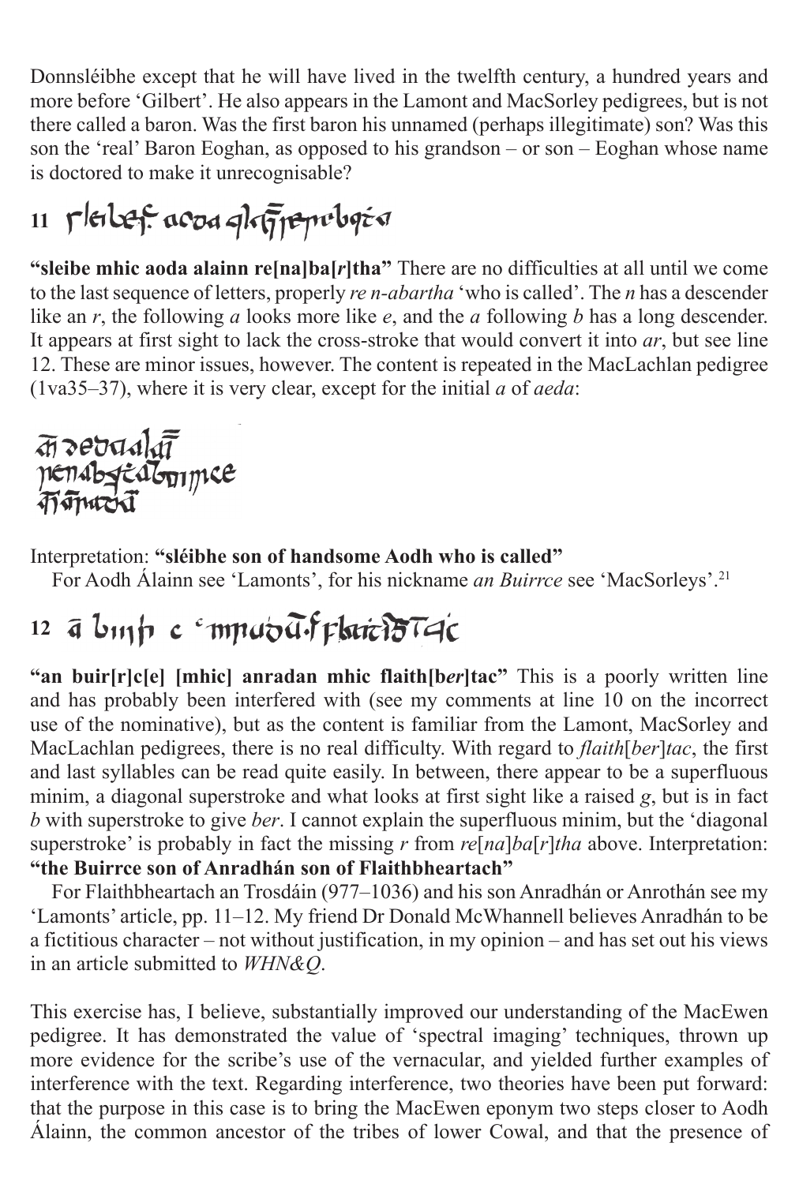Donnsléibhe except that he will have lived in the twelfth century, a hundred years and more before 'Gilbert'. He also appears in the Lamont and MacSorley pedigrees, but is not there called a baron. Was the first baron his unnamed (perhaps illegitimate) son? Was this son the 'real' Baron Eoghan, as opposed to his grandson – or son – Eoghan whose name is doctored to make it unrecognisable?

**11**

**"sleibe mhic aoda alainn re[na]ba[*r*]tha"** There are no difficulties at all until we come to the last sequence of letters, properly *re n-abartha* 'who is called'. The *n* has a descender like an *r*, the following *a* looks more like *e*, and the *a* following *b* has a long descender. It appears at first sight to lack the cross-stroke that would convert it into *ar*, but see line 12. These are minor issues, however. The content is repeated in the MacLachlan pedigree (1va35–37), where it is very clear, except for the initial *a* of *aeda*:

Interpretation: **"sléibhe son of handsome Aodh who is called"**

For Aodh Álainn see 'Lamonts', for his nickname *an Buirrce* see 'MacSorleys'.[21]

**12**

**"an buir[r]c[e] [mhic] anradan mhic flaith[b*er*]tac"** This is a poorly written line and has probably been interfered with (see my comments at line 10 on the incorrect use of the nominative), but as the content is familiar from the Lamont, MacSorley and MacLachlan pedigrees, there is no real difficulty. With regard to *flaith*[*ber*]*tac*, the first and last syllables can be read quite easily. In between, there appear to be a superfluous minim, a diagonal superstroke and what looks at first sight like a raised *g*, but is in fact *b* with superstroke to give *ber*. I cannot explain the superfluous minim, but the 'diagonal superstroke' is probably in fact the missing *r* from *re*[*na*]*ba*[*r*]*tha* above. Interpretation: **"the Buirrce son of Anradhán son of Flaithbheartach"**

For Flaithbheartach an Trosdáin (977–1036) and his son Anradhán or Anrothán see my 'Lamonts' article, pp. 11–12. My friend Dr Donald McWhannell believes Anradhán to be a fictitious character – not without justification, in my opinion – and has set out his views in an article submitted to *WHN&Q*.

This exercise has, I believe, substantially improved our understanding of the MacEwen pedigree. It has demonstrated the value of 'spectral imaging' techniques, thrown up more evidence for the scribe's use of the vernacular, and yielded further examples of interference with the text. Regarding interference, two theories have been put forward: that the purpose in this case is to bring the MacEwen eponym two steps closer to Aodh Álainn, the common ancestor of the tribes of lower Cowal, and that the presence of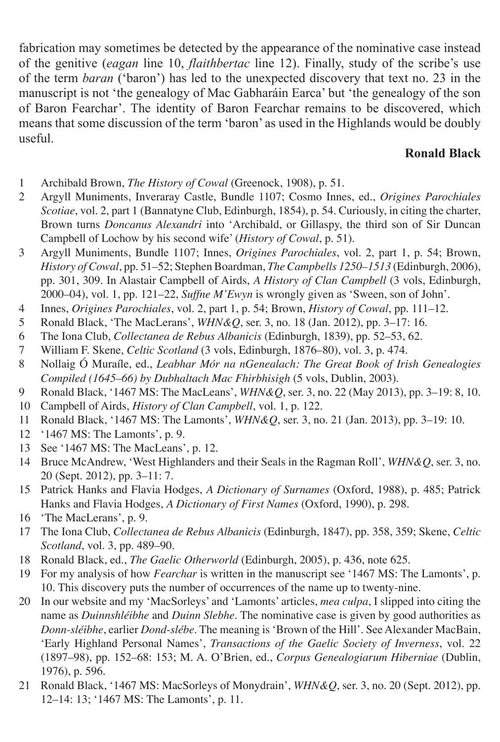fabrication may sometimes be detected by the appearance of the nominative case instead of the genitive (*eagan* line 10, *flaithbertac* line 12). Finally, study of the scribe's use of the term *baran* ('baron') has led to the unexpected discovery that text no. 23 in the manuscript is not 'the genealogy of Mac Gabharáin Earca' but 'the genealogy of the son of Baron Fearchar'. The identity of Baron Fearchar remains to be discovered, which means that some discussion of the term 'baron' as used in the Highlands would be doubly useful.

**Ronald Black**

1. Archibald Brown, *The History of Cowal* (Greenock, 1908), p. 51.
2. Argyll Muniments, Inveraray Castle, Bundle 1107; Cosmo Innes, ed., *Origines Parochiales Scotiae*, vol. 2, part 1 (Bannatyne Club, Edinburgh, 1854), p. 54. Curiously, in citing the charter, Brown turns *Doncanus Alexandri* into 'Archibald, or Gillaspy, the third son of Sir Duncan Campbell of Lochow by his second wife' (*History of Cowal*, p. 51).
3. Argyll Muniments, Bundle 1107; Innes, *Origines Parochiales*, vol. 2, part 1, p. 54; Brown, *History of Cowal*, pp. 51–52; Stephen Boardman, *The Campbells 1250–1513* (Edinburgh, 2006), pp. 301, 309. In Alastair Campbell of Airds, *A History of Clan Campbell* (3 vols, Edinburgh, 2000–04), vol. 1, pp. 121–22, *Suffne M'Ewyn* is wrongly given as 'Sween, son of John'.
4. Innes, *Origines Parochiales*, vol. 2, part 1, p. 54; Brown, *History of Cowal*, pp. 111–12.
5. Ronald Black, 'The MacLerans', *WHN&Q*, ser. 3, no. 18 (Jan. 2012), pp. 3–17: 16.
6. The Iona Club, *Collectanea de Rebus Albanicis* (Edinburgh, 1839), pp. 52–53, 62.
7. William F. Skene, *Celtic Scotland* (3 vols, Edinburgh, 1876–80), vol. 3, p. 474.
8. Nollaig Ó Muraíle, ed., *Leabhar Mór na nGenealach: The Great Book of Irish Genealogies Compiled (1645–66) by Dubhaltach Mac Fhirbhisigh* (5 vols, Dublin, 2003).
9. Ronald Black, '1467 MS: The MacLeans', *WHN&Q*, ser. 3, no. 22 (May 2013), pp. 3–19: 8, 10.
10. Campbell of Airds, *History of Clan Campbell*, vol. 1, p. 122.
11. Ronald Black, '1467 MS: The Lamonts', *WHN&Q*, ser. 3, no. 21 (Jan. 2013), pp. 3–19: 10.
12. '1467 MS: The Lamonts', p. 9.
13. See '1467 MS: The MacLeans', p. 12.
14. Bruce McAndrew, 'West Highlanders and their Seals in the Ragman Roll', *WHN&Q*, ser. 3, no. 20 (Sept. 2012), pp. 3–11: 7.
15. Patrick Hanks and Flavia Hodges, *A Dictionary of Surnames* (Oxford, 1988), p. 485; Patrick Hanks and Flavia Hodges, *A Dictionary of First Names* (Oxford, 1990), p. 298.
16. 'The MacLerans', p. 9.
17. The Iona Club, *Collectanea de Rebus Albanicis* (Edinburgh, 1847), pp. 358, 359; Skene, *Celtic Scotland*, vol. 3, pp. 489–90.
18. Ronald Black, ed., *The Gaelic Otherworld* (Edinburgh, 2005), p. 436, note 625.
19. For my analysis of how *Fearchar* is written in the manuscript see '1467 MS: The Lamonts', p. 10. This discovery puts the number of occurrences of the name up to twenty-nine.
20. In our website and my 'MacSorleys' and 'Lamonts' articles, *mea culpa*, I slipped into citing the name as *Duinnshléibhe* and *Duinn Slebhe*. The nominative case is given by good authorities as *Donn-sléibhe*, earlier *Dond-slébe*. The meaning is 'Brown of the Hill'. See Alexander MacBain, 'Early Highland Personal Names', *Transactions of the Gaelic Society of Inverness*, vol. 22 (1897–98), pp. 152–68: 153; M. A. O'Brien, ed., *Corpus Genealogiarum Hiberniae* (Dublin, 1976), p. 596.
21. Ronald Black, '1467 MS: MacSorleys of Monydrain', *WHN&Q*, ser. 3, no. 20 (Sept. 2012), pp. 12–14: 13; '1467 MS: The Lamonts', p. 11.